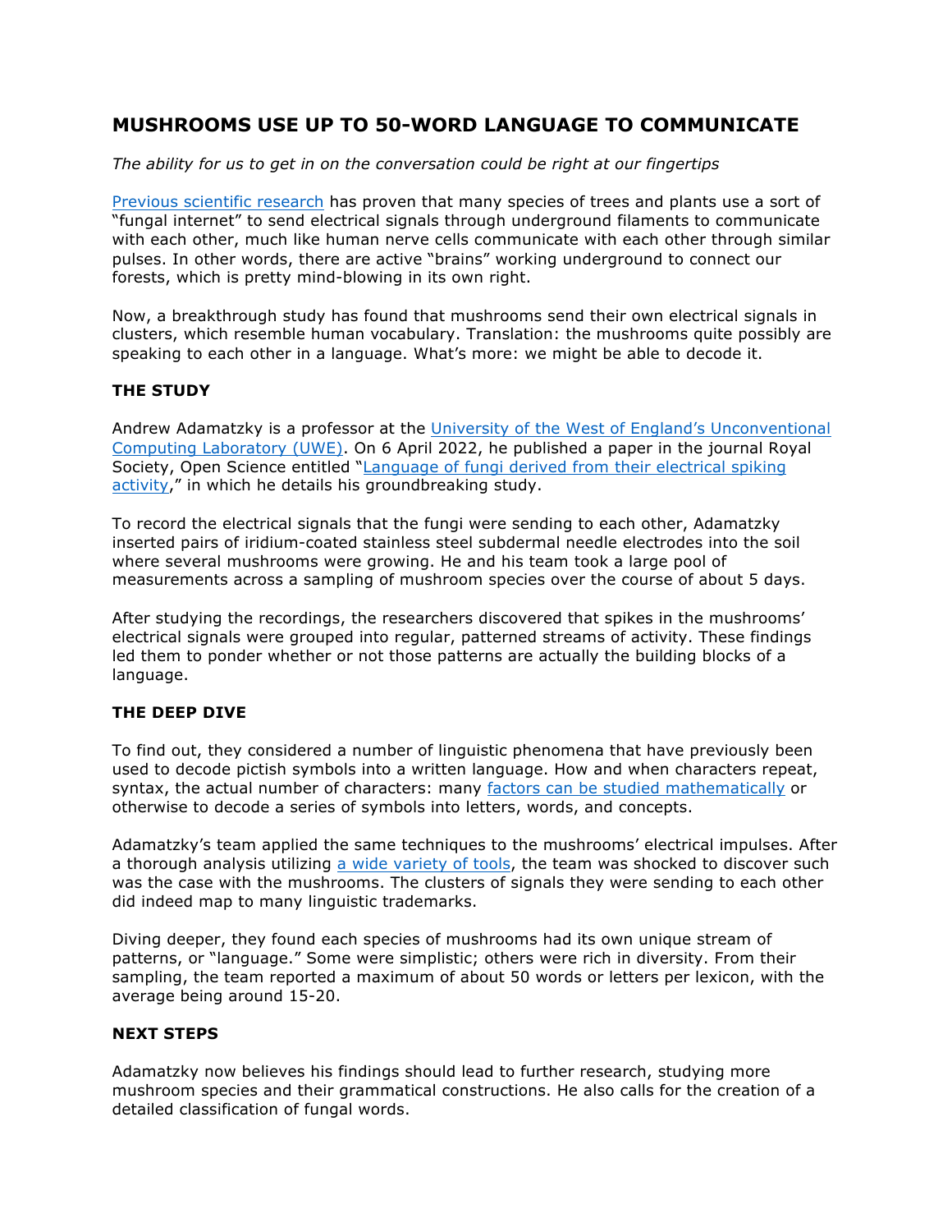# MUSHROOMS USE UP TO 50-WORD LANGUAGE TO COMMUNICATE

*The ability for us to get in on the conversation could be right at our fingertips*

[Previous scientific research](#) has proven that many species of trees and plants use a sort of "fungal internet" to send electrical signals through underground filaments to communicate with each other, much like human nerve cells communicate with each other through similar pulses. In other words, there are active "brains" working underground to connect our forests, which is pretty mind-blowing in its own right.

Now, a breakthrough study has found that mushrooms send their own electrical signals in clusters, which resemble human vocabulary. Translation: the mushrooms quite possibly are speaking to each other in a language. What's more: we might be able to decode it.

## THE STUDY

Andrew Adamatzky is a professor at the [University of the West of England's Unconventional Computing Laboratory (UWE)](#). On 6 April 2022, he published a paper in the journal Royal Society, Open Science entitled "[Language of fungi derived from their electrical spiking activity](#)," in which he details his groundbreaking study.

To record the electrical signals that the fungi were sending to each other, Adamatzky inserted pairs of iridium-coated stainless steel subdermal needle electrodes into the soil where several mushrooms were growing. He and his team took a large pool of measurements across a sampling of mushroom species over the course of about 5 days.

After studying the recordings, the researchers discovered that spikes in the mushrooms' electrical signals were grouped into regular, patterned streams of activity. These findings led them to ponder whether or not those patterns are actually the building blocks of a language.

## THE DEEP DIVE

To find out, they considered a number of linguistic phenomena that have previously been used to decode pictish symbols into a written language. How and when characters repeat, syntax, the actual number of characters: many [factors can be studied mathematically](#) or otherwise to decode a series of symbols into letters, words, and concepts.

Adamatzky's team applied the same techniques to the mushrooms' electrical impulses. After a thorough analysis utilizing [a wide variety of tools](#), the team was shocked to discover such was the case with the mushrooms. The clusters of signals they were sending to each other did indeed map to many linguistic trademarks.

Diving deeper, they found each species of mushrooms had its own unique stream of patterns, or "language." Some were simplistic; others were rich in diversity. From their sampling, the team reported a maximum of about 50 words or letters per lexicon, with the average being around 15-20.

## NEXT STEPS

Adamatzky now believes his findings should lead to further research, studying more mushroom species and their grammatical constructions. He also calls for the creation of a detailed classification of fungal words.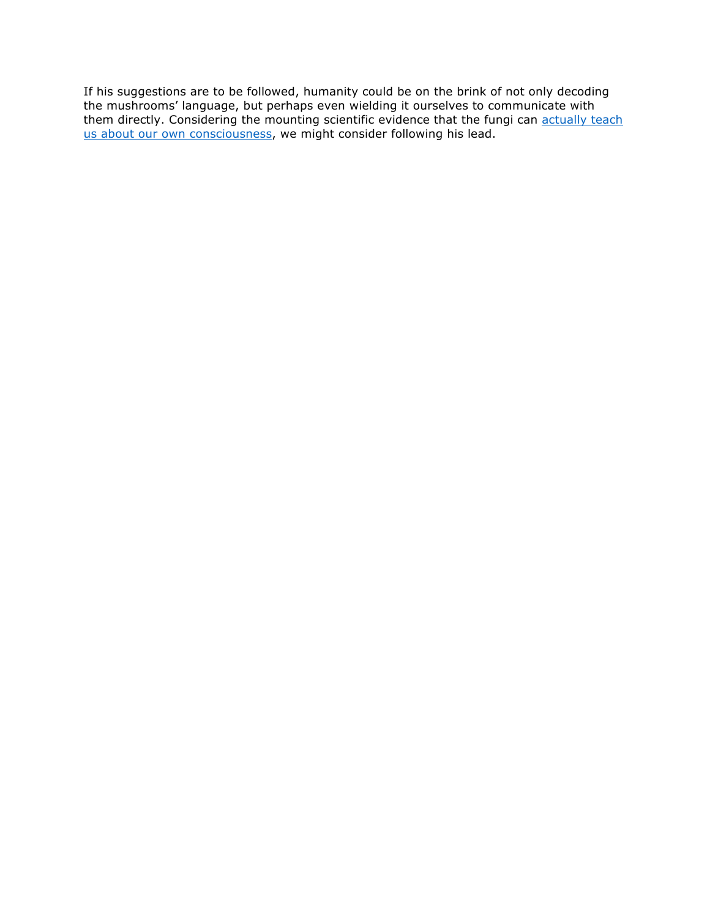If his suggestions are to be followed, humanity could be on the brink of not only decoding the mushrooms' language, but perhaps even wielding it ourselves to communicate with them directly. Considering the mounting scientific evidence that the fungi can actually teach us about our own consciousness, we might consider following his lead.